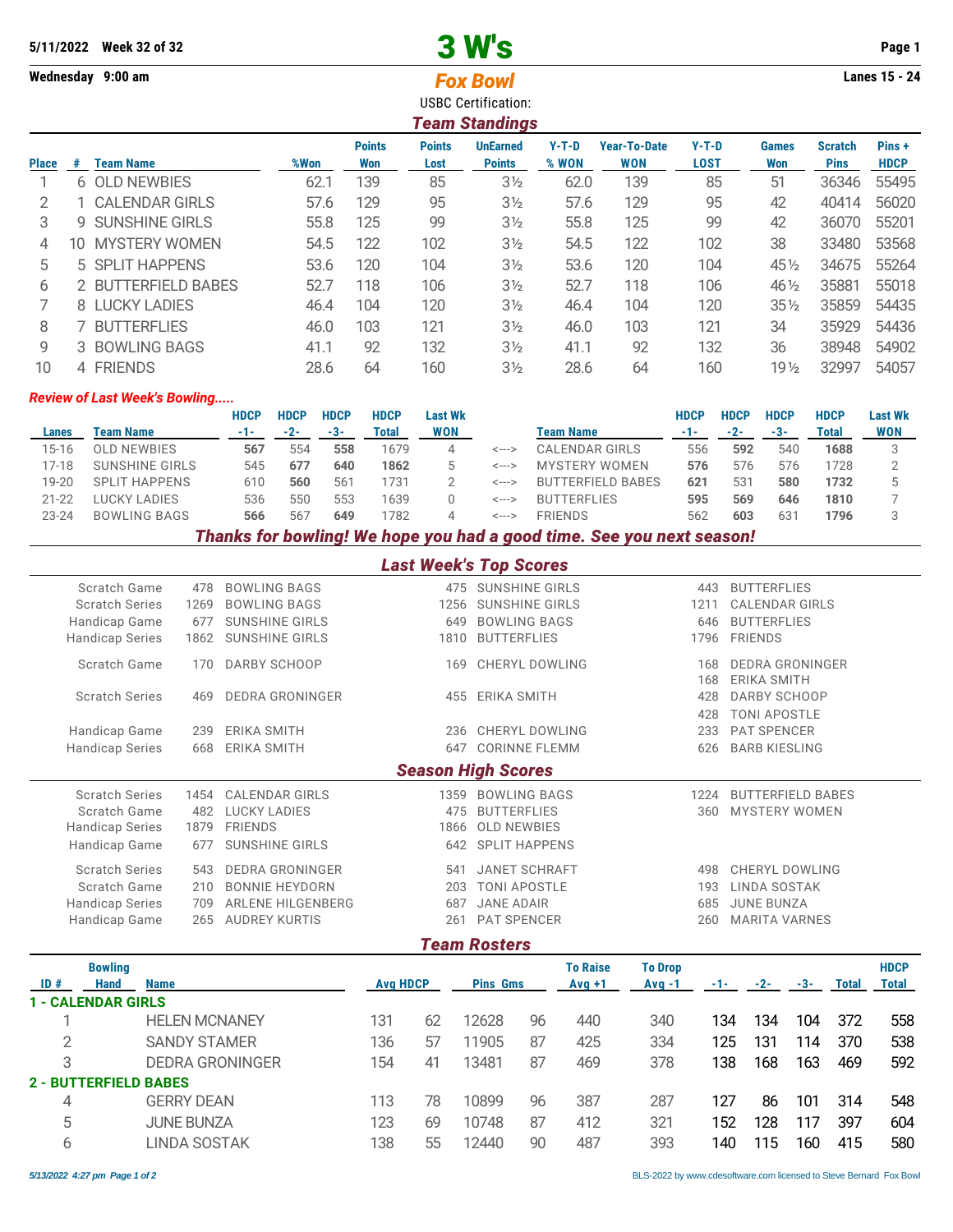5/11/2022 Week 32 of 32

Wednesday 9:00 am

# 3 W's

## Fox Bowl

Lanes 15 - 24

USBC Certification:

### Team Standings

| Place | # | Team Name | %Won | Points Won | Points Lost | UnEarned Points | Y-T-D % WON | Year-To-Date WON | Y-T-D LOST | Games Won | Scratch Pins | Pins + HDCP |
|---|---|---|---|---|---|---|---|---|---|---|---|---|
| 1 | 6 | OLD NEWBIES | 62.1 | 139 | 85 | 3½ | 62.0 | 139 | 85 | 51 | 36346 | 55495 |
| 2 | 1 | CALENDAR GIRLS | 57.6 | 129 | 95 | 3½ | 57.6 | 129 | 95 | 42 | 40414 | 56020 |
| 3 | 9 | SUNSHINE GIRLS | 55.8 | 125 | 99 | 3½ | 55.8 | 125 | 99 | 42 | 36070 | 55201 |
| 4 | 10 | MYSTERY WOMEN | 54.5 | 122 | 102 | 3½ | 54.5 | 122 | 102 | 38 | 33480 | 53568 |
| 5 | 5 | SPLIT HAPPENS | 53.6 | 120 | 104 | 3½ | 53.6 | 120 | 104 | 45½ | 34675 | 55264 |
| 6 | 2 | BUTTERFIELD BABES | 52.7 | 118 | 106 | 3½ | 52.7 | 118 | 106 | 46½ | 35881 | 55018 |
| 7 | 8 | LUCKY LADIES | 46.4 | 104 | 120 | 3½ | 46.4 | 104 | 120 | 35½ | 35859 | 54435 |
| 8 | 7 | BUTTERFLIES | 46.0 | 103 | 121 | 3½ | 46.0 | 103 | 121 | 34 | 35929 | 54436 |
| 9 | 3 | BOWLING BAGS | 41.1 | 92 | 132 | 3½ | 41.1 | 92 | 132 | 36 | 38948 | 54902 |
| 10 | 4 | FRIENDS | 28.6 | 64 | 160 | 3½ | 28.6 | 64 | 160 | 19½ | 32997 | 54057 |

*Review of Last Week's Bowling.....*

| Lanes | Team Name | HDCP -1- | HDCP -2- | HDCP -3- | HDCP Total | Last Wk WON | | Team Name | HDCP -1- | HDCP -2- | HDCP -3- | HDCP Total | Last Wk WON |
|---|---|---|---|---|---|---|---|---|---|---|---|---|---|
| 15-16 | OLD NEWBIES | **567** | 554 | **558** | 1679 | 4 | <---> | CALENDAR GIRLS | 556 | **592** | 540 | **1688** | 3 |
| 17-18 | SUNSHINE GIRLS | 545 | **677** | **640** | **1862** | 5 | <---> | MYSTERY WOMEN | **576** | 576 | 576 | 1728 | 2 |
| 19-20 | SPLIT HAPPENS | 610 | **560** | 561 | 1731 | 2 | <---> | BUTTERFIELD BABES | **621** | 531 | **580** | **1732** | 5 |
| 21-22 | LUCKY LADIES | 536 | 550 | 553 | 1639 | 0 | <---> | BUTTERFLIES | **595** | **569** | **646** | **1810** | 7 |
| 23-24 | BOWLING BAGS | **566** | 567 | **649** | 1782 | 4 | <---> | FRIENDS | 562 | **603** | 631 | **1796** | 3 |

***Thanks for bowling! We hope you had a good time. See you next season!***

### Last Week's Top Scores

| | | | | | | |
|---|---|---|---|---|---|---|
| Scratch Game | 478 | BOWLING BAGS | 475 | SUNSHINE GIRLS | 443 | BUTTERFLIES |
| Scratch Series | 1269 | BOWLING BAGS | 1256 | SUNSHINE GIRLS | 1211 | CALENDAR GIRLS |
| Handicap Game | 677 | SUNSHINE GIRLS | 649 | BOWLING BAGS | 646 | BUTTERFLIES |
| Handicap Series | 1862 | SUNSHINE GIRLS | 1810 | BUTTERFLIES | 1796 | FRIENDS |
| Scratch Game | 170 | DARBY SCHOOP | 169 | CHERYL DOWLING | 168 | DEDRA GRONINGER |
| | | | | | 168 | ERIKA SMITH |
| Scratch Series | 469 | DEDRA GRONINGER | 455 | ERIKA SMITH | 428 | DARBY SCHOOP |
| | | | | | 428 | TONI APOSTLE |
| Handicap Game | 239 | ERIKA SMITH | 236 | CHERYL DOWLING | 233 | PAT SPENCER |
| Handicap Series | 668 | ERIKA SMITH | 647 | CORINNE FLEMM | 626 | BARB KIESLING |

### Season High Scores

| | | | | | | |
|---|---|---|---|---|---|---|
| Scratch Series | 1454 | CALENDAR GIRLS | 1359 | BOWLING BAGS | 1224 | BUTTERFIELD BABES |
| Scratch Game | 482 | LUCKY LADIES | 475 | BUTTERFLIES | 360 | MYSTERY WOMEN |
| Handicap Series | 1879 | FRIENDS | 1866 | OLD NEWBIES | | |
| Handicap Game | 677 | SUNSHINE GIRLS | 642 | SPLIT HAPPENS | | |
| Scratch Series | 543 | DEDRA GRONINGER | 541 | JANET SCHRAFT | 498 | CHERYL DOWLING |
| Scratch Game | 210 | BONNIE HEYDORN | 203 | TONI APOSTLE | 193 | LINDA SOSTAK |
| Handicap Series | 709 | ARLENE HILGENBERG | 687 | JANE ADAIR | 685 | JUNE BUNZA |
| Handicap Game | 265 | AUDREY KURTIS | 261 | PAT SPENCER | 260 | MARITA VARNES |

### Team Rosters

| ID # | Bowling Hand | Name | Avg | HDCP | Pins | Gms | To Raise Avg +1 | To Drop Avg -1 | -1- | -2- | -3- | Total | HDCP Total |
|---|---|---|---|---|---|---|---|---|---|---|---|---|---|
| **1 - CALENDAR GIRLS** | | | | | | | | | | | | | |
| 1 | | HELEN MCNANEY | 131 | 62 | 12628 | 96 | 440 | 340 | 134 | 134 | 104 | 372 | 558 |
| 2 | | SANDY STAMER | 136 | 57 | 11905 | 87 | 425 | 334 | 125 | 131 | 114 | 370 | 538 |
| 3 | | DEDRA GRONINGER | 154 | 41 | 13481 | 87 | 469 | 378 | 138 | 168 | 163 | 469 | 592 |
| **2 - BUTTERFIELD BABES** | | | | | | | | | | | | | |
| 4 | | GERRY DEAN | 113 | 78 | 10899 | 96 | 387 | 287 | 127 | 86 | 101 | 314 | 548 |
| 5 | | JUNE BUNZA | 123 | 69 | 10748 | 87 | 412 | 321 | 152 | 128 | 117 | 397 | 604 |
| 6 | | LINDA SOSTAK | 138 | 55 | 12440 | 90 | 487 | 393 | 140 | 115 | 160 | 415 | 580 |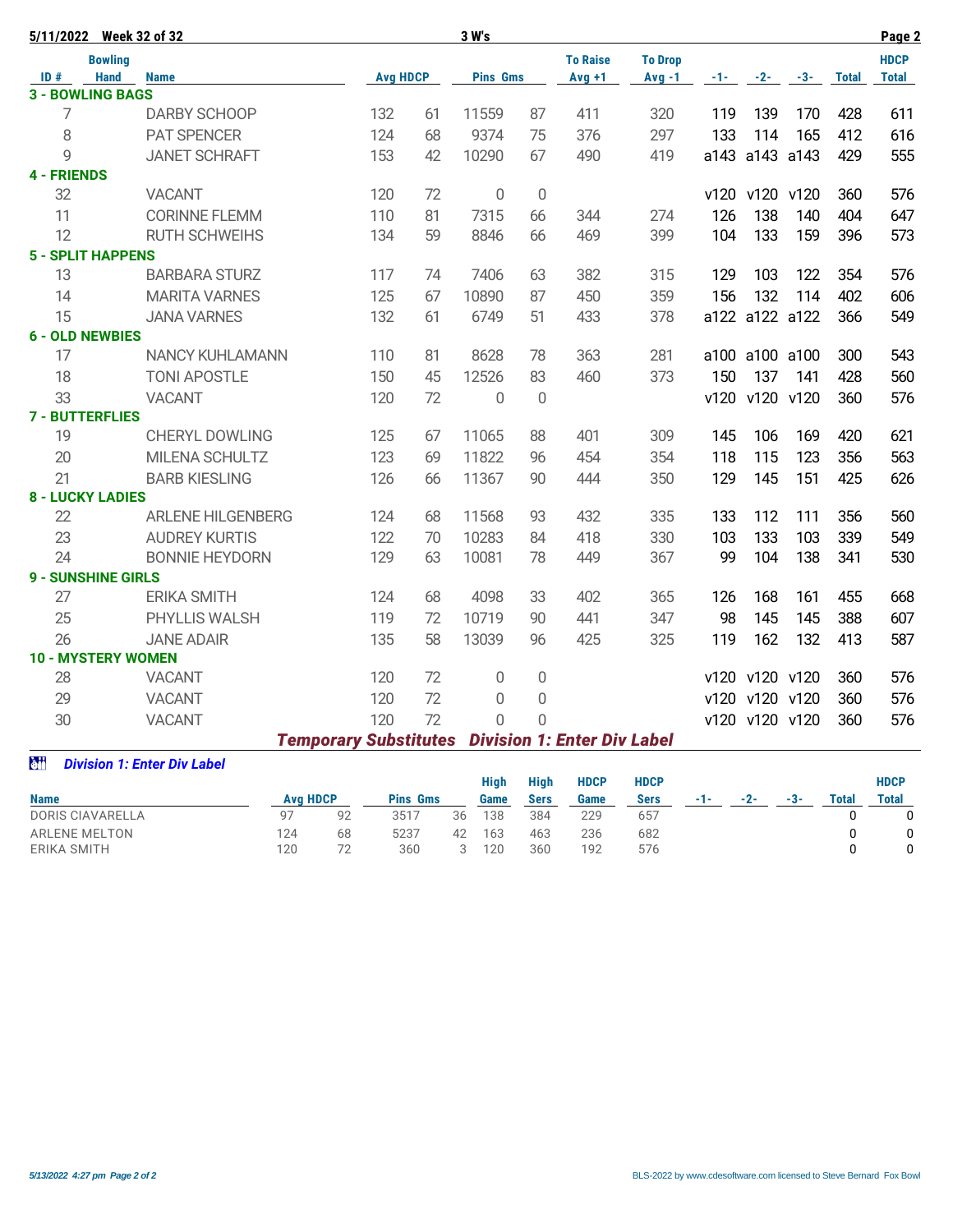**5/11/2022 Week 32 of 32** — **3 W's**

| ID # | Bowling Hand | Name | Avg | HDCP | Pins | Gms | To Raise Avg +1 | To Drop Avg -1 | -1- | -2- | -3- | Total | HDCP Total |
|---|---|---|---|---|---|---|---|---|---|---|---|---|---|
| **3 - BOWLING BAGS** | | | | | | | | | | | | | |
| 7 | | DARBY SCHOOP | 132 | 61 | 11559 | 87 | 411 | 320 | 119 | 139 | 170 | 428 | 611 |
| 8 | | PAT SPENCER | 124 | 68 | 9374 | 75 | 376 | 297 | 133 | 114 | 165 | 412 | 616 |
| 9 | | JANET SCHRAFT | 153 | 42 | 10290 | 67 | 490 | 419 | a143 | a143 | a143 | 429 | 555 |
| **4 - FRIENDS** | | | | | | | | | | | | | |
| 32 | | VACANT | 120 | 72 | 0 | 0 | | | v120 | v120 | v120 | 360 | 576 |
| 11 | | CORINNE FLEMM | 110 | 81 | 7315 | 66 | 344 | 274 | 126 | 138 | 140 | 404 | 647 |
| 12 | | RUTH SCHWEIHS | 134 | 59 | 8846 | 66 | 469 | 399 | 104 | 133 | 159 | 396 | 573 |
| **5 - SPLIT HAPPENS** | | | | | | | | | | | | | |
| 13 | | BARBARA STURZ | 117 | 74 | 7406 | 63 | 382 | 315 | 129 | 103 | 122 | 354 | 576 |
| 14 | | MARITA VARNES | 125 | 67 | 10890 | 87 | 450 | 359 | 156 | 132 | 114 | 402 | 606 |
| 15 | | JANA VARNES | 132 | 61 | 6749 | 51 | 433 | 378 | a122 | a122 | a122 | 366 | 549 |
| **6 - OLD NEWBIES** | | | | | | | | | | | | | |
| 17 | | NANCY KUHLAMANN | 110 | 81 | 8628 | 78 | 363 | 281 | a100 | a100 | a100 | 300 | 543 |
| 18 | | TONI APOSTLE | 150 | 45 | 12526 | 83 | 460 | 373 | 150 | 137 | 141 | 428 | 560 |
| 33 | | VACANT | 120 | 72 | 0 | 0 | | | v120 | v120 | v120 | 360 | 576 |
| **7 - BUTTERFLIES** | | | | | | | | | | | | | |
| 19 | | CHERYL DOWLING | 125 | 67 | 11065 | 88 | 401 | 309 | 145 | 106 | 169 | 420 | 621 |
| 20 | | MILENA SCHULTZ | 123 | 69 | 11822 | 96 | 454 | 354 | 118 | 115 | 123 | 356 | 563 |
| 21 | | BARB KIESLING | 126 | 66 | 11367 | 90 | 444 | 350 | 129 | 145 | 151 | 425 | 626 |
| **8 - LUCKY LADIES** | | | | | | | | | | | | | |
| 22 | | ARLENE HILGENBERG | 124 | 68 | 11568 | 93 | 432 | 335 | 133 | 112 | 111 | 356 | 560 |
| 23 | | AUDREY KURTIS | 122 | 70 | 10283 | 84 | 418 | 330 | 103 | 133 | 103 | 339 | 549 |
| 24 | | BONNIE HEYDORN | 129 | 63 | 10081 | 78 | 449 | 367 | 99 | 104 | 138 | 341 | 530 |
| **9 - SUNSHINE GIRLS** | | | | | | | | | | | | | |
| 27 | | ERIKA SMITH | 124 | 68 | 4098 | 33 | 402 | 365 | 126 | 168 | 161 | 455 | 668 |
| 25 | | PHYLLIS WALSH | 119 | 72 | 10719 | 90 | 441 | 347 | 98 | 145 | 145 | 388 | 607 |
| 26 | | JANE ADAIR | 135 | 58 | 13039 | 96 | 425 | 325 | 119 | 162 | 132 | 413 | 587 |
| **10 - MYSTERY WOMEN** | | | | | | | | | | | | | |
| 28 | | VACANT | 120 | 72 | 0 | 0 | | | v120 | v120 | v120 | 360 | 576 |
| 29 | | VACANT | 120 | 72 | 0 | 0 | | | v120 | v120 | v120 | 360 | 576 |
| 30 | | VACANT | 120 | 72 | 0 | 0 | | | v120 | v120 | v120 | 360 | 576 |

***Temporary Substitutes Division 1: Enter Div Label***

***Division 1: Enter Div Label***

| Name | Avg | HDCP | Pins | Gms | High Game | High Sers | HDCP Game | HDCP Sers | -1- | -2- | -3- | Total | HDCP Total |
|---|---|---|---|---|---|---|---|---|---|---|---|---|---|
| DORIS CIAVARELLA | 97 | 92 | 3517 | 36 | 138 | 384 | 229 | 657 | | | | 0 | 0 |
| ARLENE MELTON | 124 | 68 | 5237 | 42 | 163 | 463 | 236 | 682 | | | | 0 | 0 |
| ERIKA SMITH | 120 | 72 | 360 | 3 | 120 | 360 | 192 | 576 | | | | 0 | 0 |

*5/13/2022 4:27 pm*

BLS-2022 by www.cdesoftware.com licensed to Steve Bernard Fox Bowl